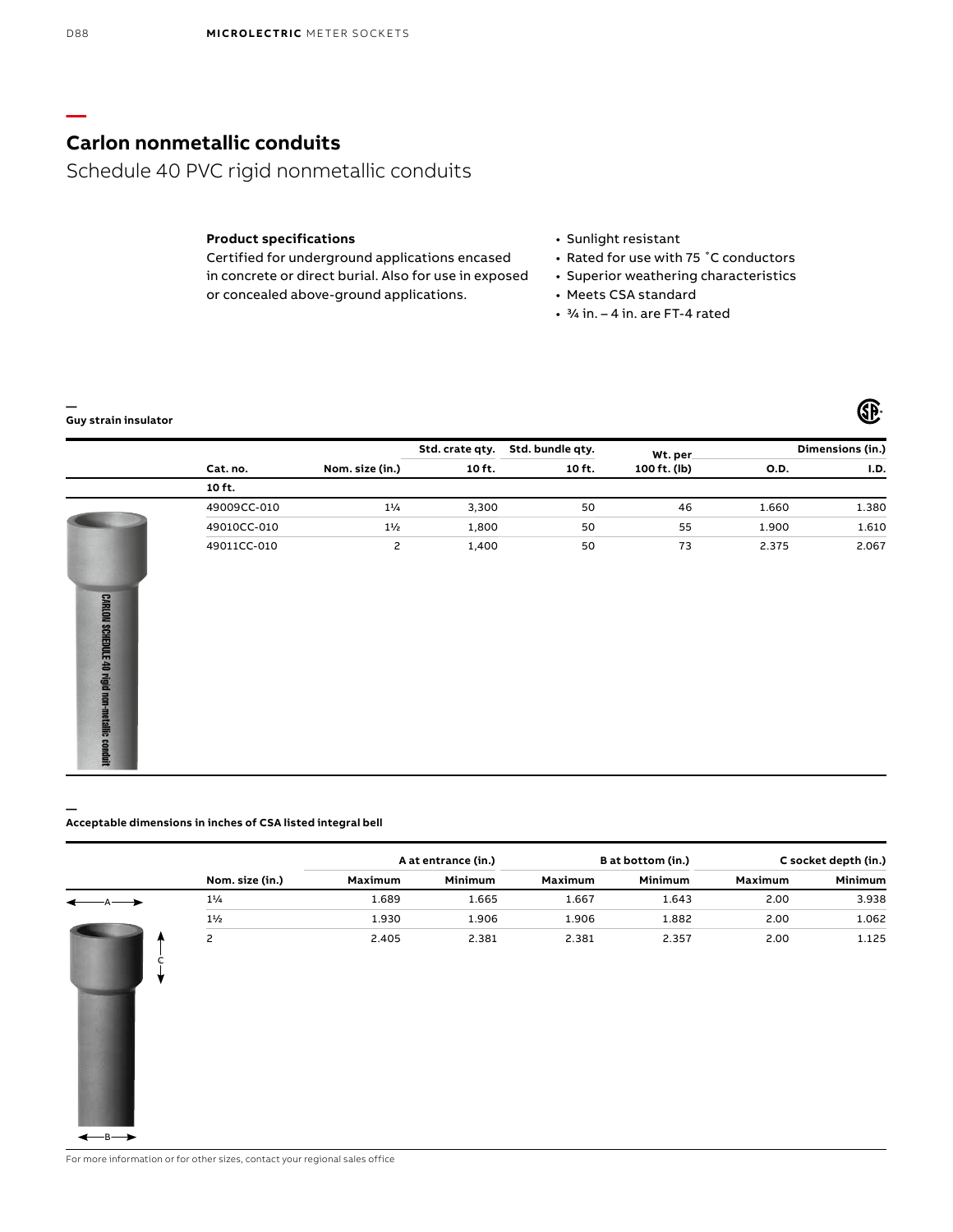## Carlon nonmetallic conduits

Schedule 40 PVC rigid nonmetallic conduits

**Product specifications**

Certified for underground applications encased in concrete or direct burial. Also for use in exposed or concealed above-ground applications.

- Sunlight resistant
- Rated for use with 75 ˚C conductors
- Superior weathering characteristics
- Meets CSA standard
- ¾ in. – 4 in. are FT-4 rated

**Guy strain insulator**

| Cat. no. | Nom. size (in.) | Std. crate qty. 10 ft. | Std. bundle qty. 10 ft. | Wt. per 100 ft. (lb) | Dimensions (in.) O.D. | Dimensions (in.) I.D. |
|---|---|---|---|---|---|---|
| **10 ft.** | | | | | | |
| 49009CC-010 | 1¼ | 3,300 | 50 | 46 | 1.660 | 1.380 |
| 49010CC-010 | 1½ | 1,800 | 50 | 55 | 1.900 | 1.610 |
| 49011CC-010 | 2 | 1,400 | 50 | 73 | 2.375 | 2.067 |

**Acceptable dimensions in inches of CSA listed integral bell**

| Nom. size (in.) | A at entrance (in.) Maximum | A at entrance (in.) Minimum | B at bottom (in.) Maximum | B at bottom (in.) Minimum | C socket depth (in.) Maximum | C socket depth (in.) Minimum |
|---|---|---|---|---|---|---|
| 1¼ | 1.689 | 1.665 | 1.667 | 1.643 | 2.00 | 3.938 |
| 1½ | 1.930 | 1.906 | 1.906 | 1.882 | 2.00 | 1.062 |
| 2 | 2.405 | 2.381 | 2.381 | 2.357 | 2.00 | 1.125 |

For more information or for other sizes, contact your regional sales office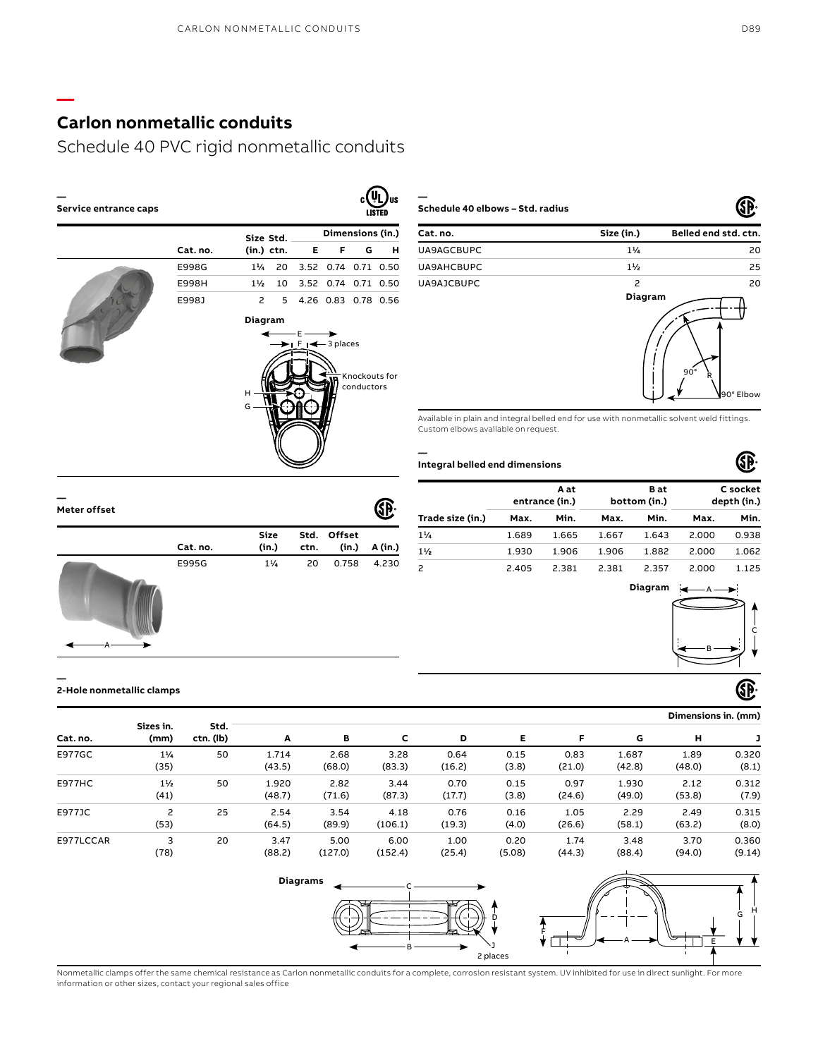# Carlon nonmetallic conduits

## Schedule 40 PVC rigid nonmetallic conduits

### Service entrance caps

| Cat. no. | Size (in.) | Std. ctn. | E | F | G | H |
|---|---|---|---|---|---|---|
| | | | Dimensions (in.) | | | |
| E998G | 1¼ | 20 | 3.52 | 0.74 | 0.71 | 0.50 |
| E998H | 1½ | 10 | 3.52 | 0.74 | 0.71 | 0.50 |
| E998J | 2 | 5 | 4.26 | 0.83 | 0.78 | 0.56 |

Diagram

E, F, 3 places, Knockouts for conductors, H, G

### Meter offset

| Cat. no. | Size (in.) | Std. ctn. | Offset (in.) | A (in.) |
|---|---|---|---|---|
| E995G | 1¼ | 20 | 0.758 | 4.230 |

### Schedule 40 elbows – Std. radius

| Cat. no. | Size (in.) | Belled end std. ctn. |
|---|---|---|
| UA9AGCBUPC | 1¼ | 20 |
| UA9AHCBUPC | 1½ | 25 |
| UA9AJCBUPC | 2 | 20 |

Diagram

90°, R, 90° Elbow

Available in plain and integral belled end for use with nonmetallic solvent weld fittings. Custom elbows available on request.

### Integral belled end dimensions

| Trade size (in.) | A at entrance (in.) | | B at bottom (in.) | | C socket depth (in.) | |
|---|---|---|---|---|---|---|
| | Max. | Min. | Max. | Min. | Max. | Min. |
| 1¼ | 1.689 | 1.665 | 1.667 | 1.643 | 2.000 | 0.938 |
| 1½ | 1.930 | 1.906 | 1.906 | 1.882 | 2.000 | 1.062 |
| 2 | 2.405 | 2.381 | 2.381 | 2.357 | 2.000 | 1.125 |

Diagram

A, B, C

### 2-Hole nonmetallic clamps

| Cat. no. | Sizes in. (mm) | Std. ctn. (lb) | A | B | C | D | E | F | G | H | J |
|---|---|---|---|---|---|---|---|---|---|---|---|
| | | | Dimensions in. (mm) | | | | | | | | |
| E977GC | 1¼ (35) | 50 | 1.714 (43.5) | 2.68 (68.0) | 3.28 (83.3) | 0.64 (16.2) | 0.15 (3.8) | 0.83 (21.0) | 1.687 (42.8) | 1.89 (48.0) | 0.320 (8.1) |
| E977HC | 1½ (41) | 50 | 1.920 (48.7) | 2.82 (71.6) | 3.44 (87.3) | 0.70 (17.7) | 0.15 (3.8) | 0.97 (24.6) | 1.930 (49.0) | 2.12 (53.8) | 0.312 (7.9) |
| E977JC | 2 (53) | 25 | 2.54 (64.5) | 3.54 (89.9) | 4.18 (106.1) | 0.76 (19.3) | 0.16 (4.0) | 1.05 (26.6) | 2.29 (58.1) | 2.49 (63.2) | 0.315 (8.0) |
| E977LCCAR | 3 (78) | 20 | 3.47 (88.2) | 5.00 (127.0) | 6.00 (152.4) | 1.00 (25.4) | 0.20 (5.08) | 1.74 (44.3) | 3.48 (88.4) | 3.70 (94.0) | 0.360 (9.14) |

Diagrams

C, D, B, J 2 places, F, A, E, G, H

Nonmetallic clamps offer the same chemical resistance as Carlon nonmetallic conduits for a complete, corrosion resistant system. UV inhibited for use in direct sunlight. For more information or other sizes, contact your regional sales office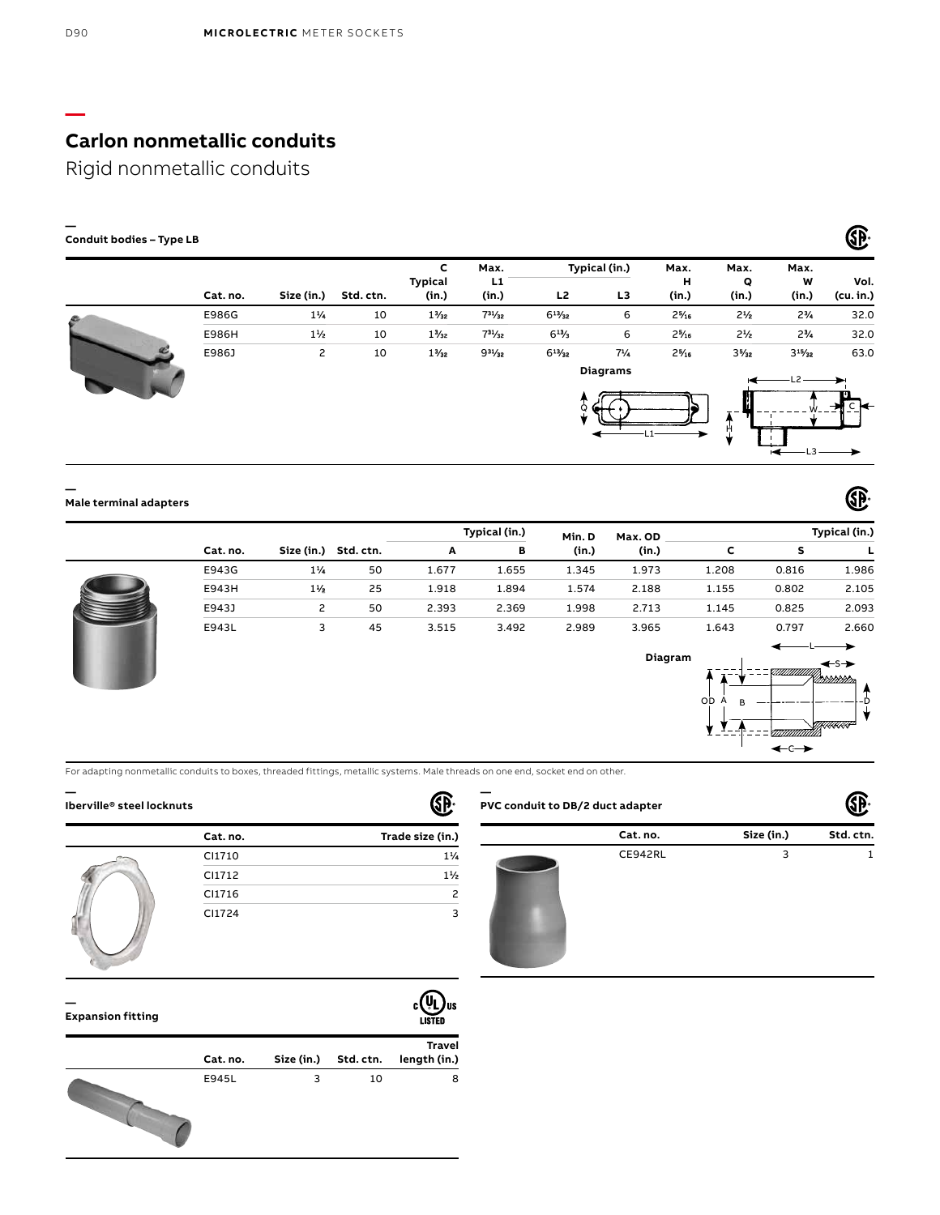## Carlon nonmetallic conduits

Rigid nonmetallic conduits

### Conduit bodies – Type LB

| Cat. no. | Size (in.) | Std. ctn. | C Typical (in.) | Max. L1 (in.) | Typical (in.) L2 | Typical (in.) L3 | Max. H (in.) | Max. Q (in.) | Max. W (in.) | Vol. (cu. in.) |
|---|---|---|---|---|---|---|---|---|---|---|
| E986G | 1¼ | 10 | 1³⁄₃₂ | 7³¹⁄₃₂ | 6¹³⁄₃₂ | 6 | 2⁵⁄₁₆ | 2½ | 2¾ | 32.0 |
| E986H | 1½ | 10 | 1³⁄₃₂ | 7³¹⁄₃₂ | 6¹³⁄₃ | 6 | 2⁵⁄₁₆ | 2½ | 2¾ | 32.0 |
| E986J | 2 | 10 | 1³⁄₃₂ | 9³¹⁄₃₂ | 6¹³⁄₃₂ | 7¼ | 2⁵⁄₁₆ | 3⁵⁄₃₂ | 3¹⁵⁄₃₂ | 63.0 |

Diagrams

Q
L1
L2
W
C
H
L3

### Male terminal adapters

| Cat. no. | Size (in.) | Std. ctn. | Typical (in.) A | Typical (in.) B | Min. D (in.) | Max. OD (in.) | Typical (in.) C | Typical (in.) S | Typical (in.) L |
|---|---|---|---|---|---|---|---|---|---|
| E943G | 1¼ | 50 | 1.677 | 1.655 | 1.345 | 1.973 | 1.208 | 0.816 | 1.986 |
| E943H | 1½ | 25 | 1.918 | 1.894 | 1.574 | 2.188 | 1.155 | 0.802 | 2.105 |
| E943J | 2 | 50 | 2.393 | 2.369 | 1.998 | 2.713 | 1.145 | 0.825 | 2.093 |
| E943L | 3 | 45 | 3.515 | 3.492 | 2.989 | 3.965 | 1.643 | 0.797 | 2.660 |

Diagram

L
S
OD A B
D
C

For adapting nonmetallic conduits to boxes, threaded fittings, metallic systems. Male threads on one end, socket end on other.

### Iberville® steel locknuts

| Cat. no. | Trade size (in.) |
|---|---|
| CI1710 | 1¼ |
| CI1712 | 1½ |
| CI1716 | 2 |
| CI1724 | 3 |

### PVC conduit to DB/2 duct adapter

| Cat. no. | Size (in.) | Std. ctn. |
|---|---|---|
| CE942RL | 3 | 1 |

### Expansion fitting

| Cat. no. | Size (in.) | Std. ctn. | Travel length (in.) |
|---|---|---|---|
| E945L | 3 | 10 | 8 |